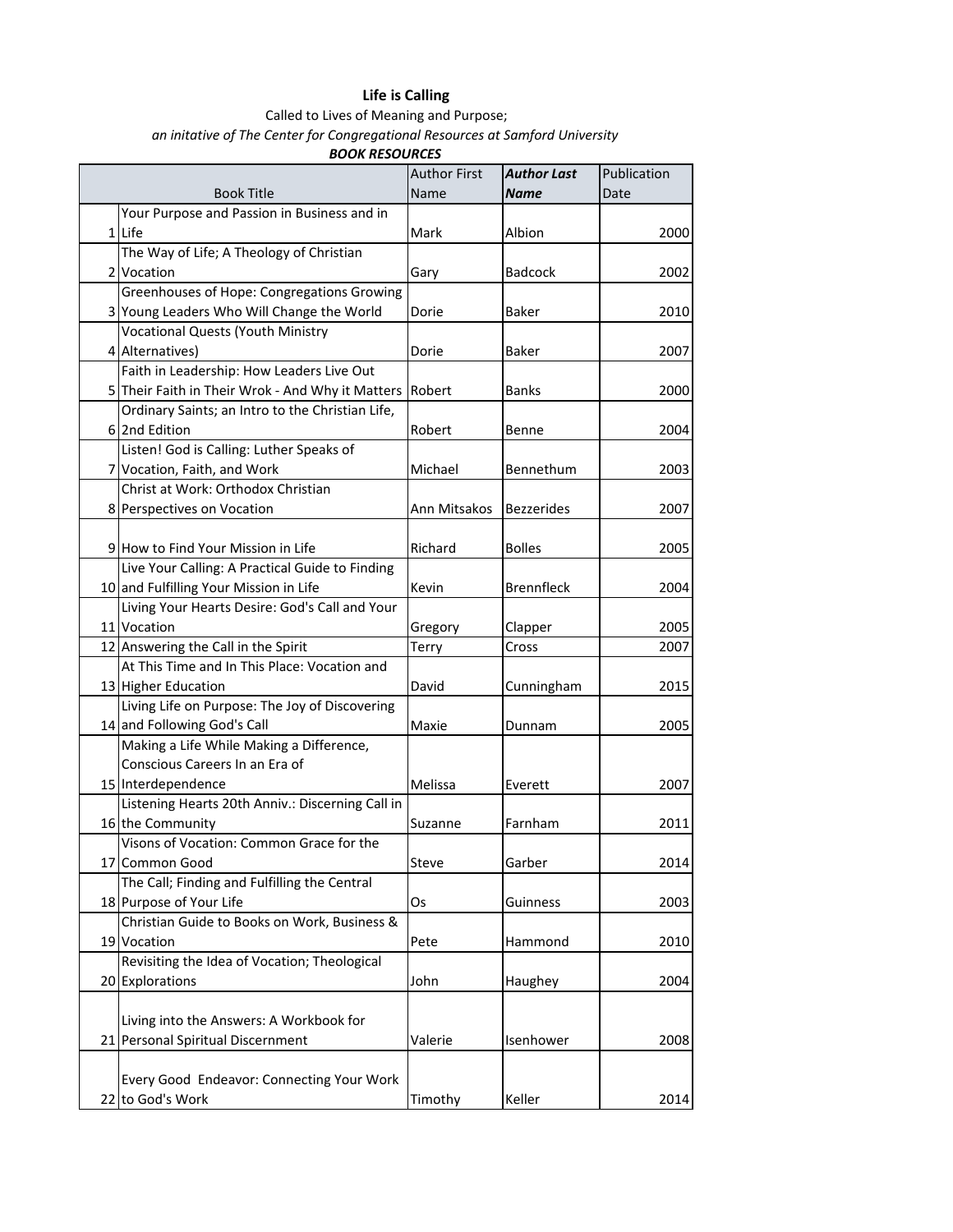**Life is Calling**

Called to Lives of Meaning and Purpose;

*an initative of The Center for Congregational Resources at Samford University*

***BOOK RESOURCES***

| | Book Title | Author First Name | ***Author Last Name*** | Publication Date |
|---|---|---|---|---|
| 1 | Your Purpose and Passion in Business and in Life | Mark | Albion | 2000 |
| 2 | The Way of Life; A Theology of Christian Vocation | Gary | Badcock | 2002 |
| 3 | Greenhouses of Hope: Congregations Growing Young Leaders Who Will Change the World | Dorie | Baker | 2010 |
| 4 | Vocational Quests (Youth Ministry Alternatives) | Dorie | Baker | 2007 |
| 5 | Faith in Leadership: How Leaders Live Out Their Faith in Their Wrok - And Why it Matters | Robert | Banks | 2000 |
| 6 | Ordinary Saints; an Intro to the Christian Life, 2nd Edition | Robert | Benne | 2004 |
| 7 | Listen! God is Calling: Luther Speaks of Vocation, Faith, and Work | Michael | Bennethum | 2003 |
| 8 | Christ at Work: Orthodox Christian Perspectives on Vocation | Ann Mitsakos | Bezzerides | 2007 |
| 9 | How to Find Your Mission in Life | Richard | Bolles | 2005 |
| 10 | Live Your Calling: A Practical Guide to Finding and Fulfilling Your Mission in Life | Kevin | Brennfleck | 2004 |
| 11 | Living Your Hearts Desire: God's Call and Your Vocation | Gregory | Clapper | 2005 |
| 12 | Answering the Call in the Spirit | Terry | Cross | 2007 |
| 13 | At This Time and In This Place: Vocation and Higher Education | David | Cunningham | 2015 |
| 14 | Living Life on Purpose: The Joy of Discovering and Following God's Call | Maxie | Dunnam | 2005 |
| 15 | Making a Life While Making a Difference, Conscious Careers In an Era of Interdependence | Melissa | Everett | 2007 |
| 16 | Listening Hearts 20th Anniv.: Discerning Call in the Community | Suzanne | Farnham | 2011 |
| 17 | Visons of Vocation: Common Grace for the Common Good | Steve | Garber | 2014 |
| 18 | The Call; Finding and Fulfilling the Central Purpose of Your Life | Os | Guinness | 2003 |
| 19 | Christian Guide to Books on Work, Business & Vocation | Pete | Hammond | 2010 |
| 20 | Revisiting the Idea of Vocation; Theological Explorations | John | Haughey | 2004 |
| 21 | Living into the Answers: A Workbook for Personal Spiritual Discernment | Valerie | Isenhower | 2008 |
| 22 | Every Good Endeavor: Connecting Your Work to God's Work | Timothy | Keller | 2014 |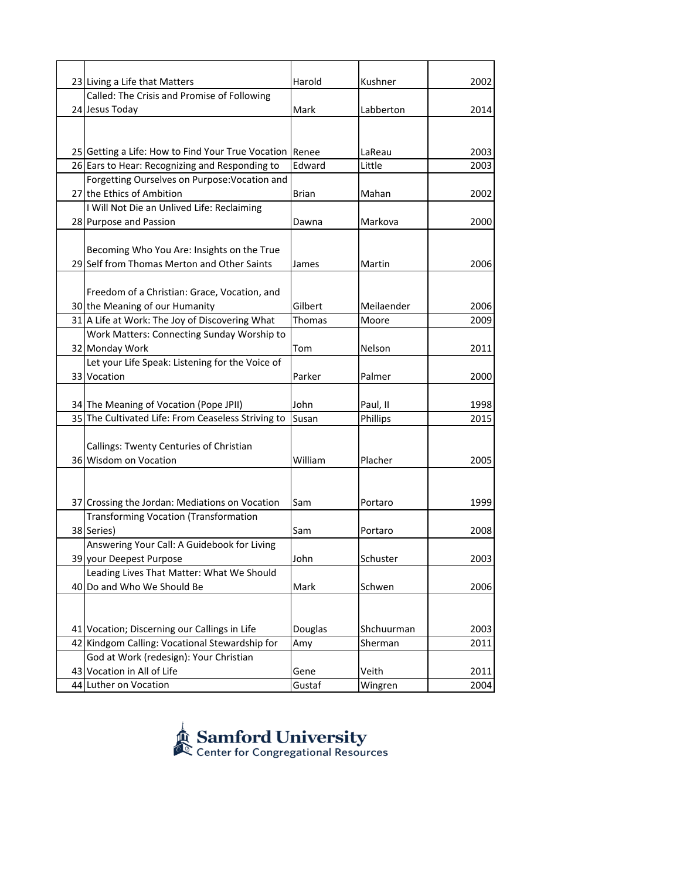| | | | | |
|---|---|---|---|---|
| 23 | Living a Life that Matters | Harold | Kushner | 2002 |
| 24 | Called: The Crisis and Promise of Following Jesus Today | Mark | Labberton | 2014 |
| 25 | Getting a Life: How to Find Your True Vocation | Renee | LaReau | 2003 |
| 26 | Ears to Hear: Recognizing and Responding to | Edward | Little | 2003 |
| 27 | Forgetting Ourselves on Purpose:Vocation and the Ethics of Ambition | Brian | Mahan | 2002 |
| 28 | I Will Not Die an Unlived Life: Reclaiming Purpose and Passion | Dawna | Markova | 2000 |
| 29 | Becoming Who You Are: Insights on the True Self from Thomas Merton and Other Saints | James | Martin | 2006 |
| 30 | Freedom of a Christian: Grace, Vocation, and the Meaning of our Humanity | Gilbert | Meilaender | 2006 |
| 31 | A Life at Work: The Joy of Discovering What | Thomas | Moore | 2009 |
| 32 | Work Matters: Connecting Sunday Worship to Monday Work | Tom | Nelson | 2011 |
| 33 | Let your Life Speak: Listening for the Voice of Vocation | Parker | Palmer | 2000 |
| 34 | The Meaning of Vocation (Pope JPII) | John | Paul, II | 1998 |
| 35 | The Cultivated Life: From Ceaseless Striving to | Susan | Phillips | 2015 |
| 36 | Callings: Twenty Centuries of Christian Wisdom on Vocation | William | Placher | 2005 |
| 37 | Crossing the Jordan: Mediations on Vocation | Sam | Portaro | 1999 |
| 38 | Transforming Vocation (Transformation Series) | Sam | Portaro | 2008 |
| 39 | Answering Your Call: A Guidebook for Living your Deepest Purpose | John | Schuster | 2003 |
| 40 | Leading Lives That Matter: What We Should Do and Who We Should Be | Mark | Schwen | 2006 |
| 41 | Vocation; Discerning our Callings in Life | Douglas | Shchuurman | 2003 |
| 42 | Kindgom Calling: Vocational Stewardship for | Amy | Sherman | 2011 |
| 43 | God at Work (redesign): Your Christian Vocation in All of Life | Gene | Veith | 2011 |
| 44 | Luther on Vocation | Gustaf | Wingren | 2004 |

Samford University
Center for Congregational Resources